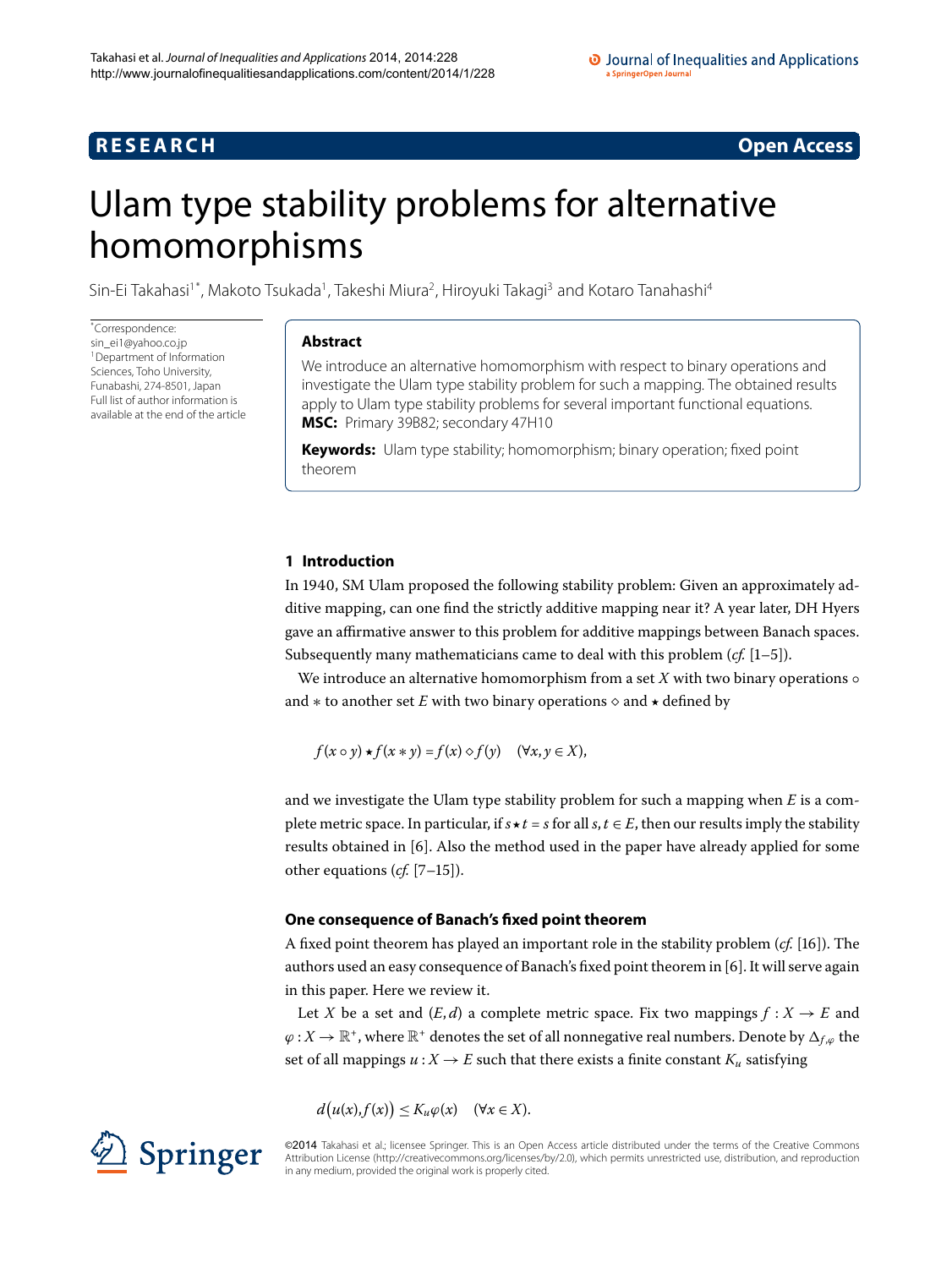RESEARCH Open Access

# Ulam type stability problems for alternative homomorphisms

Sin-Ei Takahasi[1*], Makoto Tsukada[1], Takeshi Miura[2], Hiroyuki Takagi[3] and Kotaro Tanahashi[4]

*Correspondence: sin_ei1@yahoo.co.jp
[1]Department of Information Sciences, Toho University, Funabashi, 274-8501, Japan
Full list of author information is available at the end of the article

## Abstract

We introduce an alternative homomorphism with respect to binary operations and investigate the Ulam type stability problem for such a mapping. The obtained results apply to Ulam type stability problems for several important functional equations.

**MSC:** Primary 39B82; secondary 47H10

**Keywords:** Ulam type stability; homomorphism; binary operation; fixed point theorem

## 1 Introduction

In 1940, SM Ulam proposed the following stability problem: Given an approximately additive mapping, can one find the strictly additive mapping near it? A year later, DH Hyers gave an affirmative answer to this problem for additive mappings between Banach spaces. Subsequently many mathematicians came to deal with this problem (*cf.* [1–5]).

We introduce an alternative homomorphism from a set $X$ with two binary operations $\circ$ and $*$ to another set $E$ with two binary operations $\diamond$ and $\star$ defined by

$$f(x \circ y) \star f(x * y) = f(x) \diamond f(y) \quad (\forall x, y \in X),$$

and we investigate the Ulam type stability problem for such a mapping when $E$ is a complete metric space. In particular, if $s \star t = s$ for all $s, t \in E$, then our results imply the stability results obtained in [6]. Also the method used in the paper have already applied for some other equations (*cf.* [7–15]).

### One consequence of Banach's fixed point theorem

A fixed point theorem has played an important role in the stability problem (*cf.* [16]). The authors used an easy consequence of Banach's fixed point theorem in [6]. It will serve again in this paper. Here we review it.

Let $X$ be a set and $(E, d)$ a complete metric space. Fix two mappings $f : X \to E$ and $\varphi : X \to \mathbb{R}^+$, where $\mathbb{R}^+$ denotes the set of all nonnegative real numbers. Denote by $\Delta_{f,\varphi}$ the set of all mappings $u : X \to E$ such that there exists a finite constant $K_u$ satisfying

$$d\big(u(x), f(x)\big) \le K_u \varphi(x) \quad (\forall x \in X).$$

©2014 Takahasi et al.; licensee Springer. This is an Open Access article distributed under the terms of the Creative Commons Attribution License (http://creativecommons.org/licenses/by/2.0), which permits unrestricted use, distribution, and reproduction in any medium, provided the original work is properly cited.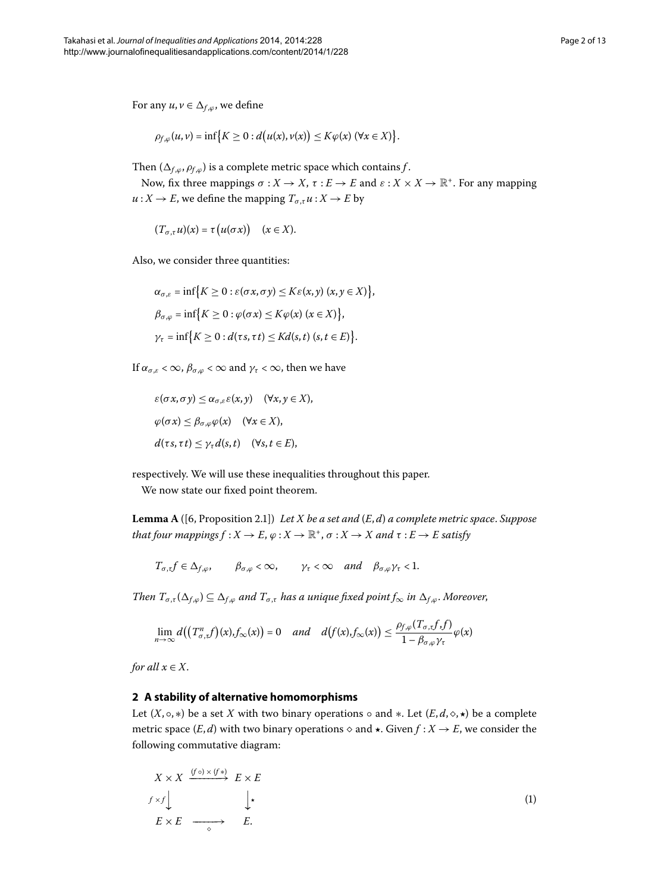For any $u, v \in \Delta_{f,\varphi}$, we define

$$\rho_{f,\varphi}(u,v) = \inf\{K \geq 0 : d(u(x), v(x)) \leq K\varphi(x) \ (\forall x \in X)\}.$$

Then $(\Delta_{f,\varphi}, \rho_{f,\varphi})$ is a complete metric space which contains $f$.

Now, fix three mappings $\sigma : X \to X$, $\tau : E \to E$ and $\varepsilon : X \times X \to \mathbb{R}^+$. For any mapping $u : X \to E$, we define the mapping $T_{\sigma,\tau} u : X \to E$ by

$$(T_{\sigma,\tau} u)(x) = \tau(u(\sigma x)) \quad (x \in X).$$

Also, we consider three quantities:

$$\alpha_{\sigma,\varepsilon} = \inf\{K \geq 0 : \varepsilon(\sigma x, \sigma y) \leq K\varepsilon(x,y) \ (x, y \in X)\},$$
$$\beta_{\sigma,\varphi} = \inf\{K \geq 0 : \varphi(\sigma x) \leq K\varphi(x) \ (x \in X)\},$$
$$\gamma_{\tau} = \inf\{K \geq 0 : d(\tau s, \tau t) \leq K d(s,t) \ (s, t \in E)\}.$$

If $\alpha_{\sigma,\varepsilon} < \infty$, $\beta_{\sigma,\varphi} < \infty$ and $\gamma_{\tau} < \infty$, then we have

$$\varepsilon(\sigma x, \sigma y) \leq \alpha_{\sigma,\varepsilon}\varepsilon(x,y) \quad (\forall x, y \in X),$$
$$\varphi(\sigma x) \leq \beta_{\sigma,\varphi}\varphi(x) \quad (\forall x \in X),$$
$$d(\tau s, \tau t) \leq \gamma_{\tau} d(s,t) \quad (\forall s, t \in E),$$

respectively. We will use these inequalities throughout this paper.

We now state our fixed point theorem.

**Lemma A** ([6, Proposition 2.1]) *Let $X$ be a set and $(E,d)$ a complete metric space. Suppose that four mappings $f : X \to E$, $\varphi : X \to \mathbb{R}^+$, $\sigma : X \to X$ and $\tau : E \to E$ satisfy*

$$T_{\sigma,\tau} f \in \Delta_{f,\varphi}, \qquad \beta_{\sigma,\varphi} < \infty, \qquad \gamma_{\tau} < \infty \quad \text{and} \quad \beta_{\sigma,\varphi}\gamma_{\tau} < 1.$$

*Then $T_{\sigma,\tau}(\Delta_{f,\varphi}) \subseteq \Delta_{f,\varphi}$ and $T_{\sigma,\tau}$ has a unique fixed point $f_\infty$ in $\Delta_{f,\varphi}$. Moreover,*

$$\lim_{n\to\infty} d\big((T^n_{\sigma,\tau} f)(x), f_\infty(x)\big) = 0 \quad \text{and} \quad d\big(f(x), f_\infty(x)\big) \leq \frac{\rho_{f,\varphi}(T_{\sigma,\tau} f, f)}{1 - \beta_{\sigma,\varphi}\gamma_{\tau}}\varphi(x)$$

*for all $x \in X$.*

## 2 A stability of alternative homomorphisms

Let $(X, \circ, *)$ be a set $X$ with two binary operations $\circ$ and $*$. Let $(E, d, \diamond, \star)$ be a complete metric space $(E,d)$ with two binary operations $\diamond$ and $\star$. Given $f : X \to E$, we consider the following commutative diagram:

$$\begin{array}{ccc} X \times X & \xrightarrow{(f\circ)\times(f*)} & E \times E \\ {\scriptstyle f\times f}\downarrow & & \downarrow{\scriptstyle \star} \\ E \times E & \xrightarrow[\diamond]{} & E. \end{array} \tag{1}$$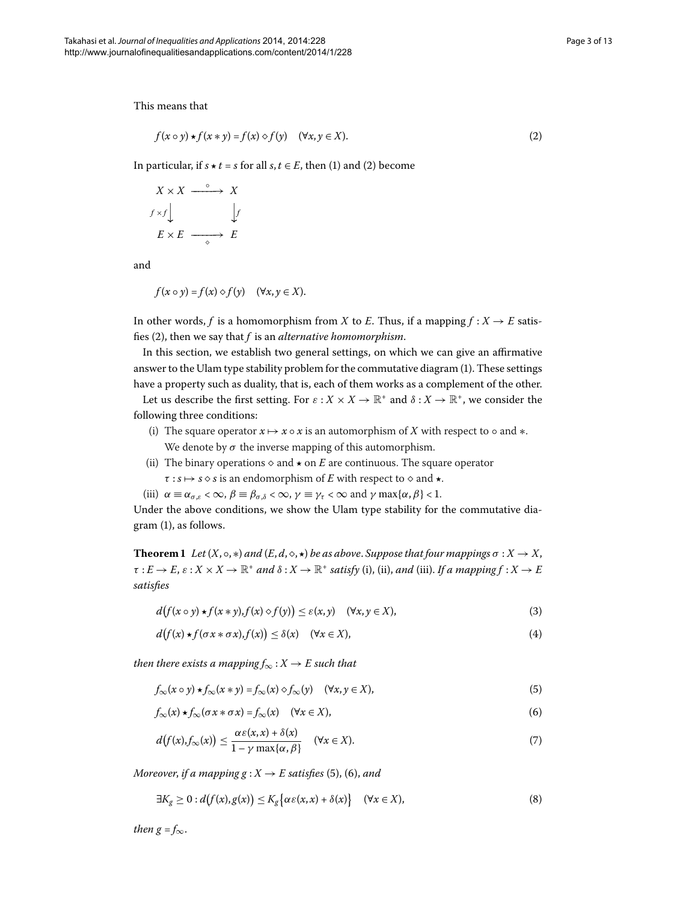This means that

$$f(x \circ y) \star f(x * y) = f(x) \diamond f(y) \quad (\forall x, y \in X). \tag{2}$$

In particular, if $s \star t = s$ for all $s, t \in E$, then (1) and (2) become

$$\begin{array}{ccc} X \times X & \xrightarrow{\ \circ\ } & X \\ {\scriptstyle f \times f}\big\downarrow & & \big\downarrow{\scriptstyle f} \\ E \times E & \xrightarrow[\ \diamond\ ]{} & E \end{array}$$

and

$$f(x \circ y) = f(x) \diamond f(y) \quad (\forall x, y \in X).$$

In other words, $f$ is a homomorphism from $X$ to $E$. Thus, if a mapping $f : X \to E$ satisfies (2), then we say that $f$ is an *alternative homomorphism*.

In this section, we establish two general settings, on which we can give an affirmative answer to the Ulam type stability problem for the commutative diagram (1). These settings have a property such as duality, that is, each of them works as a complement of the other.

Let us describe the first setting. For $\varepsilon : X \times X \to \mathbb{R}^+$ and $\delta : X \to \mathbb{R}^+$, we consider the following three conditions:

(i) The square operator $x \mapsto x \circ x$ is an automorphism of $X$ with respect to $\circ$ and $*$. We denote by $\sigma$ the inverse mapping of this automorphism.

(ii) The binary operations $\diamond$ and $\star$ on $E$ are continuous. The square operator $\tau : s \mapsto s \diamond s$ is an endomorphism of $E$ with respect to $\diamond$ and $\star$.

(iii) $\alpha \equiv \alpha_{\sigma,\varepsilon} < \infty$, $\beta \equiv \beta_{\sigma,\delta} < \infty$, $\gamma \equiv \gamma_\tau < \infty$ and $\gamma \max\{\alpha, \beta\} < 1$.

Under the above conditions, we show the Ulam type stability for the commutative diagram (1), as follows.

**Theorem 1** *Let $(X, \circ, *)$ and $(E, d, \diamond, \star)$ be as above. Suppose that four mappings $\sigma : X \to X$, $\tau : E \to E$, $\varepsilon : X \times X \to \mathbb{R}^+$ and $\delta : X \to \mathbb{R}^+$ satisfy* (i), (ii), *and* (iii). *If a mapping $f : X \to E$ satisfies*

$$d\big(f(x \circ y) \star f(x * y), f(x) \diamond f(y)\big) \leq \varepsilon(x, y) \quad (\forall x, y \in X), \tag{3}$$

$$d\big(f(x) \star f(\sigma x * \sigma x), f(x)\big) \leq \delta(x) \quad (\forall x \in X), \tag{4}$$

*then there exists a mapping $f_\infty : X \to E$ such that*

$$f_\infty(x \circ y) \star f_\infty(x * y) = f_\infty(x) \diamond f_\infty(y) \quad (\forall x, y \in X), \tag{5}$$

$$f_\infty(x) \star f_\infty(\sigma x * \sigma x) = f_\infty(x) \quad (\forall x \in X), \tag{6}$$

$$d\big(f(x), f_\infty(x)\big) \leq \frac{\alpha \varepsilon(x, x) + \delta(x)}{1 - \gamma \max\{\alpha, \beta\}} \quad (\forall x \in X). \tag{7}$$

*Moreover, if a mapping $g : X \to E$ satisfies* (5), (6), *and*

$$\exists K_g \geq 0 : d\big(f(x), g(x)\big) \leq K_g \big\{\alpha \varepsilon(x, x) + \delta(x)\big\} \quad (\forall x \in X), \tag{8}$$

*then $g = f_\infty$.*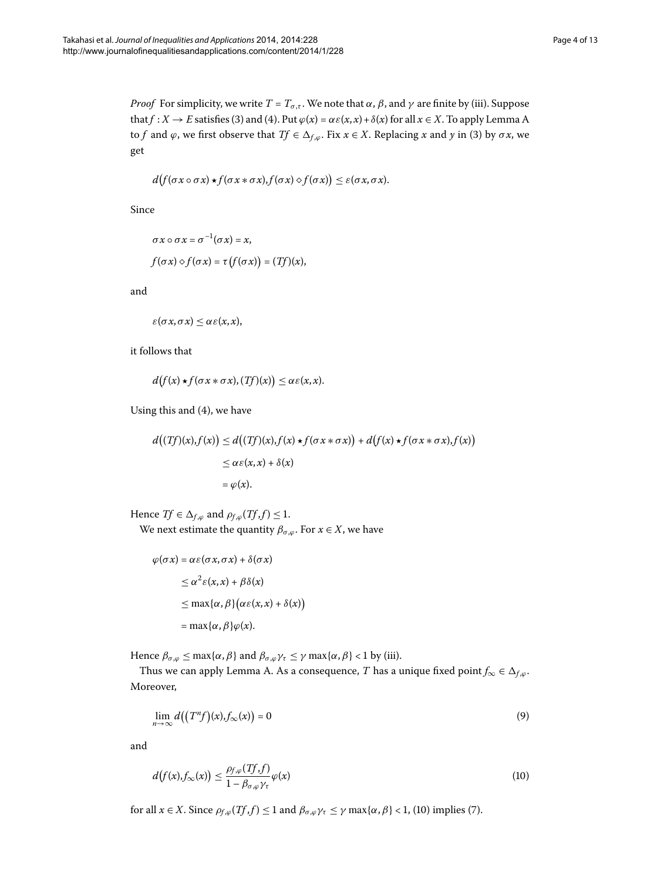*Proof* For simplicity, we write $T = T_{\sigma,\tau}$. We note that $\alpha$, $\beta$, and $\gamma$ are finite by (iii). Suppose that $f : X \to E$ satisfies (3) and (4). Put $\varphi(x) = \alpha\varepsilon(x,x) + \delta(x)$ for all $x \in X$. To apply Lemma A to $f$ and $\varphi$, we first observe that $Tf \in \Delta_{f,\varphi}$. Fix $x \in X$. Replacing $x$ and $y$ in (3) by $\sigma x$, we get

$$d\big(f(\sigma x \circ \sigma x) \star f(\sigma x * \sigma x), f(\sigma x) \diamond f(\sigma x)\big) \le \varepsilon(\sigma x, \sigma x).$$

Since

$$\sigma x \circ \sigma x = \sigma^{-1}(\sigma x) = x,$$
$$f(\sigma x) \diamond f(\sigma x) = \tau\big(f(\sigma x)\big) = (Tf)(x),$$

and

$$\varepsilon(\sigma x, \sigma x) \le \alpha\varepsilon(x,x),$$

it follows that

$$d\big(f(x) \star f(\sigma x * \sigma x), (Tf)(x)\big) \le \alpha\varepsilon(x,x).$$

Using this and (4), we have

$$\begin{aligned}
d\big((Tf)(x), f(x)\big) &\le d\big((Tf)(x), f(x) \star f(\sigma x * \sigma x)\big) + d\big(f(x) \star f(\sigma x * \sigma x), f(x)\big) \\
&\le \alpha\varepsilon(x,x) + \delta(x) \\
&= \varphi(x).
\end{aligned}$$

Hence $Tf \in \Delta_{f,\varphi}$ and $\rho_{f,\varphi}(Tf, f) \le 1$.

We next estimate the quantity $\beta_{\sigma,\varphi}$. For $x \in X$, we have

$$\begin{aligned}
\varphi(\sigma x) &= \alpha\varepsilon(\sigma x, \sigma x) + \delta(\sigma x) \\
&\le \alpha^2\varepsilon(x,x) + \beta\delta(x) \\
&\le \max\{\alpha, \beta\}\big(\alpha\varepsilon(x,x) + \delta(x)\big) \\
&= \max\{\alpha, \beta\}\varphi(x).
\end{aligned}$$

Hence $\beta_{\sigma,\varphi} \le \max\{\alpha, \beta\}$ and $\beta_{\sigma,\varphi}\gamma_\tau \le \gamma \max\{\alpha, \beta\} < 1$ by (iii).

Thus we can apply Lemma A. As a consequence, $T$ has a unique fixed point $f_\infty \in \Delta_{f,\varphi}$. Moreover,

$$\lim_{n\to\infty} d\big((T^n f)(x), f_\infty(x)\big) = 0 \tag{9}$$

and

$$d\big(f(x), f_\infty(x)\big) \le \frac{\rho_{f,\varphi}(Tf, f)}{1 - \beta_{\sigma,\varphi}\gamma_\tau}\varphi(x) \tag{10}$$

for all $x \in X$. Since $\rho_{f,\varphi}(Tf, f) \le 1$ and $\beta_{\sigma,\varphi}\gamma_\tau \le \gamma \max\{\alpha, \beta\} < 1$, (10) implies (7).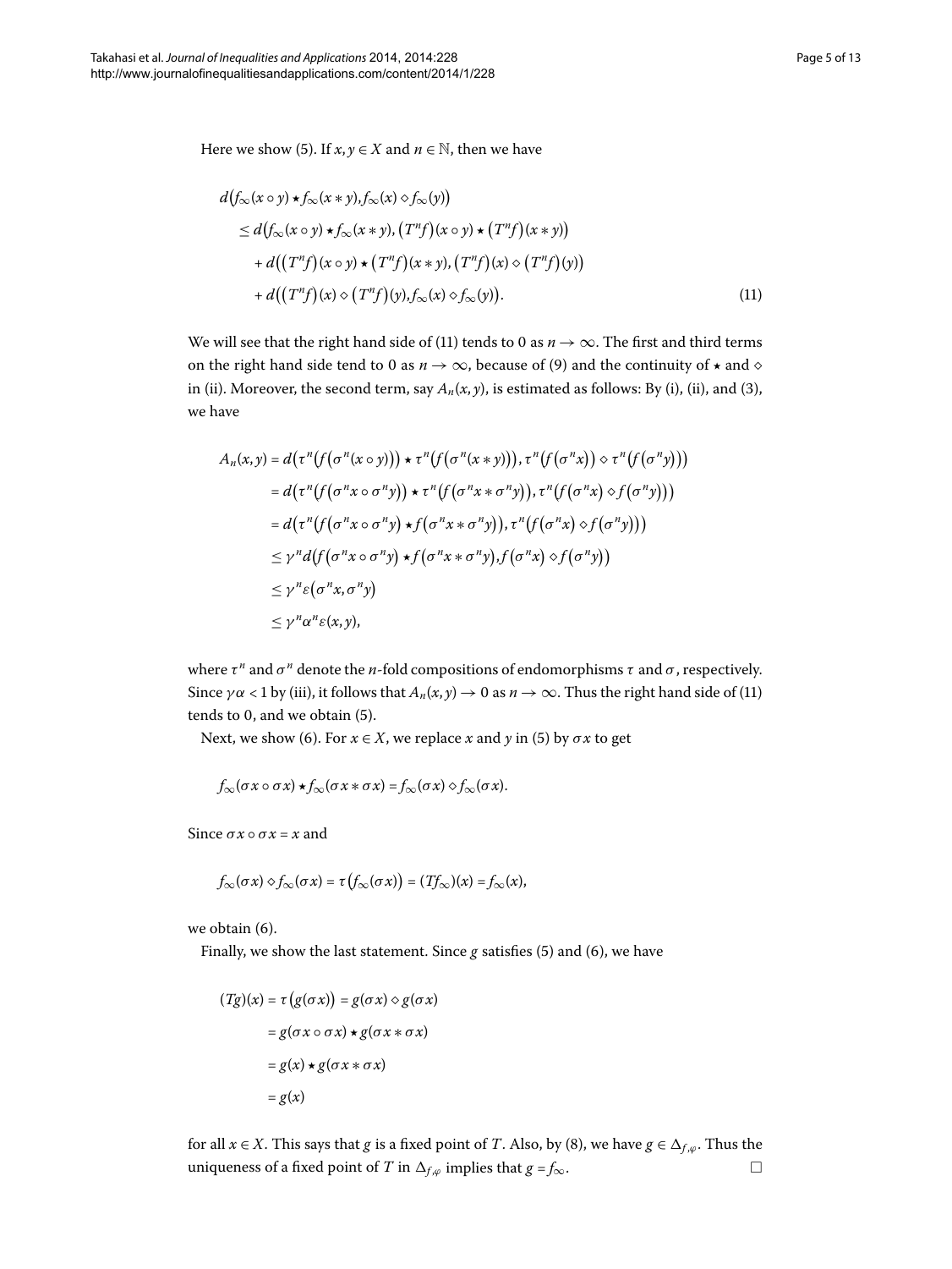Here we show (5). If $x, y \in X$ and $n \in \mathbb{N}$, then we have

$$
\begin{aligned}
& d\big(f_\infty(x \circ y) \star f_\infty(x * y), f_\infty(x) \diamond f_\infty(y)\big) \\
& \quad \le d\big(f_\infty(x \circ y) \star f_\infty(x * y), \big(T^n f\big)(x \circ y) \star \big(T^n f\big)(x * y)\big) \\
& \qquad + d\big(\big(T^n f\big)(x \circ y) \star \big(T^n f\big)(x * y), \big(T^n f\big)(x) \diamond \big(T^n f\big)(y)\big) \\
& \qquad + d\big(\big(T^n f\big)(x) \diamond \big(T^n f\big)(y), f_\infty(x) \diamond f_\infty(y)\big).
\end{aligned} \tag{11}
$$

We will see that the right hand side of (11) tends to 0 as $n \to \infty$. The first and third terms on the right hand side tend to 0 as $n \to \infty$, because of (9) and the continuity of $\star$ and $\diamond$ in (ii). Moreover, the second term, say $A_n(x, y)$, is estimated as follows: By (i), (ii), and (3), we have

$$
\begin{aligned}
A_n(x, y) &= d\big(\tau^n\big(f\big(\sigma^n(x \circ y)\big)\big) \star \tau^n\big(f\big(\sigma^n(x * y)\big)\big), \tau^n\big(f\big(\sigma^n x\big)\big) \diamond \tau^n\big(f\big(\sigma^n y\big)\big)\big) \\
&= d\big(\tau^n\big(f\big(\sigma^n x \circ \sigma^n y\big)\big) \star \tau^n\big(f\big(\sigma^n x * \sigma^n y\big)\big), \tau^n\big(f\big(\sigma^n x\big) \diamond f\big(\sigma^n y\big)\big)\big) \\
&= d\big(\tau^n\big(f\big(\sigma^n x \circ \sigma^n y\big) \star f\big(\sigma^n x * \sigma^n y\big)\big), \tau^n\big(f\big(\sigma^n x\big) \diamond f\big(\sigma^n y\big)\big)\big) \\
&\le \gamma^n d\big(f\big(\sigma^n x \circ \sigma^n y\big) \star f\big(\sigma^n x * \sigma^n y\big), f\big(\sigma^n x\big) \diamond f\big(\sigma^n y\big)\big) \\
&\le \gamma^n \varepsilon\big(\sigma^n x, \sigma^n y\big) \\
&\le \gamma^n \alpha^n \varepsilon(x, y),
\end{aligned}
$$

where $\tau^n$ and $\sigma^n$ denote the $n$-fold compositions of endomorphisms $\tau$ and $\sigma$, respectively. Since $\gamma\alpha < 1$ by (iii), it follows that $A_n(x, y) \to 0$ as $n \to \infty$. Thus the right hand side of (11) tends to 0, and we obtain (5).

Next, we show (6). For $x \in X$, we replace $x$ and $y$ in (5) by $\sigma x$ to get

$$
f_\infty(\sigma x \circ \sigma x) \star f_\infty(\sigma x * \sigma x) = f_\infty(\sigma x) \diamond f_\infty(\sigma x).
$$

Since $\sigma x \circ \sigma x = x$ and

$$
f_\infty(\sigma x) \diamond f_\infty(\sigma x) = \tau\big(f_\infty(\sigma x)\big) = (T f_\infty)(x) = f_\infty(x),
$$

we obtain (6).

Finally, we show the last statement. Since $g$ satisfies (5) and (6), we have

$$
\begin{aligned}
(Tg)(x) &= \tau\big(g(\sigma x)\big) = g(\sigma x) \diamond g(\sigma x) \\
&= g(\sigma x \circ \sigma x) \star g(\sigma x * \sigma x) \\
&= g(x) \star g(\sigma x * \sigma x) \\
&= g(x)
\end{aligned}
$$

for all $x \in X$. This says that $g$ is a fixed point of $T$. Also, by (8), we have $g \in \Delta_{f,\varphi}$. Thus the uniqueness of a fixed point of $T$ in $\Delta_{f,\varphi}$ implies that $g = f_\infty$. $\square$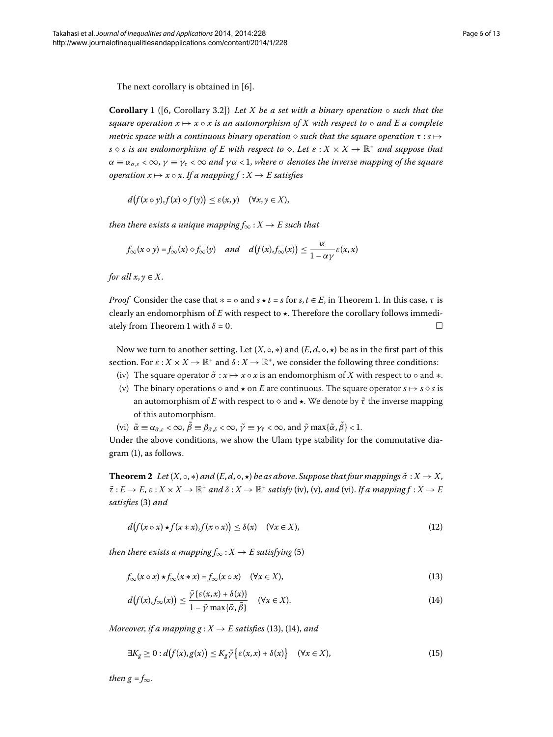The next corollary is obtained in [6].

**Corollary 1** ([6, Corollary 3.2]) *Let $X$ be a set with a binary operation $\circ$ such that the square operation $x \mapsto x \circ x$ is an automorphism of $X$ with respect to $\circ$ and $E$ a complete metric space with a continuous binary operation $\diamond$ such that the square operation $\tau : s \mapsto s \diamond s$ is an endomorphism of $E$ with respect to $\diamond$. Let $\varepsilon : X \times X \to \mathbb{R}^+$ and suppose that $\alpha \equiv \alpha_{\sigma,\varepsilon} < \infty$, $\gamma \equiv \gamma_\tau < \infty$ and $\gamma\alpha < 1$, where $\sigma$ denotes the inverse mapping of the square operation $x \mapsto x \circ x$. If a mapping $f : X \to E$ satisfies*

$$d\big(f(x \circ y), f(x) \diamond f(y)\big) \leq \varepsilon(x,y) \quad (\forall x, y \in X),$$

*then there exists a unique mapping $f_\infty : X \to E$ such that*

$$f_\infty(x \circ y) = f_\infty(x) \diamond f_\infty(y) \quad \text{and} \quad d\big(f(x), f_\infty(x)\big) \leq \frac{\alpha}{1 - \alpha\gamma}\varepsilon(x,x)$$

*for all $x, y \in X$.*

*Proof* Consider the case that $* = \circ$ and $s \star t = s$ for $s, t \in E$, in Theorem 1. In this case, $\tau$ is clearly an endomorphism of $E$ with respect to $\star$. Therefore the corollary follows immediately from Theorem 1 with $\delta = 0$. □

Now we turn to another setting. Let $(X, \circ, *)$ and $(E, d, \diamond, \star)$ be as in the first part of this section. For $\varepsilon : X \times X \to \mathbb{R}^+$ and $\delta : X \to \mathbb{R}^+$, we consider the following three conditions:

(iv) The square operator $\tilde{\sigma} : x \mapsto x \circ x$ is an endomorphism of $X$ with respect to $\circ$ and $*$.

(v) The binary operations $\diamond$ and $\star$ on $E$ are continuous. The square operator $s \mapsto s \diamond s$ is an automorphism of $E$ with respect to $\diamond$ and $\star$. We denote by $\tilde{\tau}$ the inverse mapping of this automorphism.

(vi) $\tilde{\alpha} \equiv \alpha_{\tilde{\sigma},\varepsilon} < \infty$, $\tilde{\beta} \equiv \beta_{\tilde{\sigma},\delta} < \infty$, $\tilde{\gamma} \equiv \gamma_{\tilde{\tau}} < \infty$, and $\tilde{\gamma}\max\{\tilde{\alpha}, \tilde{\beta}\} < 1$.

Under the above conditions, we show the Ulam type stability for the commutative diagram (1), as follows.

**Theorem 2** *Let $(X, \circ, *)$ and $(E, d, \diamond, \star)$ be as above. Suppose that four mappings $\tilde{\sigma} : X \to X$, $\tilde{\tau} : E \to E$, $\varepsilon : X \times X \to \mathbb{R}^+$ and $\delta : X \to \mathbb{R}^+$ satisfy* (iv), (v), *and* (vi). *If a mapping $f : X \to E$ satisfies* (3) *and*

$$d\big(f(x \circ x) \star f(x * x), f(x \circ x)\big) \leq \delta(x) \quad (\forall x \in X), \tag{12}$$

*then there exists a mapping $f_\infty : X \to E$ satisfying* (5)

$$f_\infty(x \circ x) \star f_\infty(x * x) = f_\infty(x \circ x) \quad (\forall x \in X), \tag{13}$$

$$d\big(f(x), f_\infty(x)\big) \leq \frac{\tilde{\gamma}\{\varepsilon(x,x) + \delta(x)\}}{1 - \tilde{\gamma}\max\{\tilde{\alpha}, \tilde{\beta}\}} \quad (\forall x \in X). \tag{14}$$

*Moreover, if a mapping $g : X \to E$ satisfies* (13), (14), *and*

$$\exists K_g \geq 0 : d\big(f(x), g(x)\big) \leq K_g\tilde{\gamma}\big\{\varepsilon(x,x) + \delta(x)\big\} \quad (\forall x \in X), \tag{15}$$

*then $g = f_\infty$.*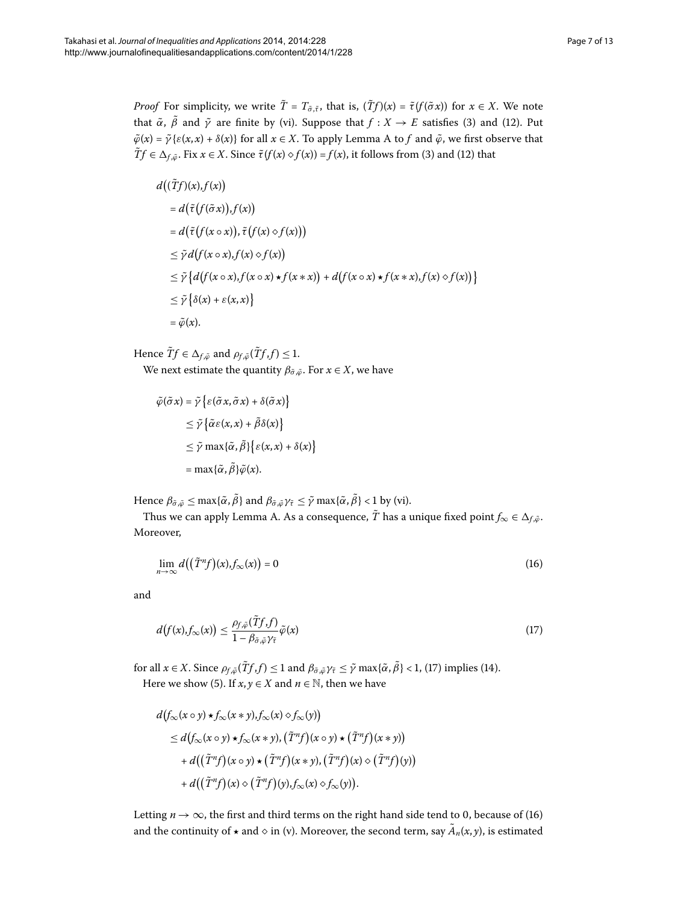*Proof* For simplicity, we write $\tilde{T} = T_{\tilde{\sigma},\tilde{\tau}}$, that is, $(\tilde{T}f)(x) = \tilde{\tau}(f(\tilde{\sigma}x))$ for $x \in X$. We note that $\tilde{\alpha}$, $\tilde{\beta}$ and $\tilde{\gamma}$ are finite by (vi). Suppose that $f : X \to E$ satisfies (3) and (12). Put $\tilde{\varphi}(x) = \tilde{\gamma}\{\varepsilon(x,x) + \delta(x)\}$ for all $x \in X$. To apply Lemma A to $f$ and $\tilde{\varphi}$, we first observe that $\tilde{T}f \in \Delta_{f,\tilde{\varphi}}$. Fix $x \in X$. Since $\tilde{\tau}(f(x) \diamond f(x)) = f(x)$, it follows from (3) and (12) that

$$
\begin{aligned}
& d\bigl((\tilde{T}f)(x), f(x)\bigr) \\
&\quad = d\bigl(\tilde{\tau}\bigl(f(\tilde{\sigma}x)\bigr), f(x)\bigr) \\
&\quad = d\bigl(\tilde{\tau}\bigl(f(x \circ x)\bigr), \tilde{\tau}\bigl(f(x) \diamond f(x)\bigr)\bigr) \\
&\quad \le \tilde{\gamma}\, d\bigl(f(x \circ x), f(x) \diamond f(x)\bigr) \\
&\quad \le \tilde{\gamma}\bigl\{d\bigl(f(x \circ x), f(x \circ x) \star f(x * x)\bigr) + d\bigl(f(x \circ x) \star f(x * x), f(x) \diamond f(x)\bigr)\bigr\} \\
&\quad \le \tilde{\gamma}\bigl\{\delta(x) + \varepsilon(x,x)\bigr\} \\
&\quad = \tilde{\varphi}(x).
\end{aligned}
$$

Hence $\tilde{T}f \in \Delta_{f,\tilde{\varphi}}$ and $\rho_{f,\tilde{\varphi}}(\tilde{T}f, f) \le 1$.

We next estimate the quantity $\beta_{\tilde{\sigma},\tilde{\varphi}}$. For $x \in X$, we have

$$
\begin{aligned}
\tilde{\varphi}(\tilde{\sigma}x) &= \tilde{\gamma}\bigl\{\varepsilon(\tilde{\sigma}x, \tilde{\sigma}x) + \delta(\tilde{\sigma}x)\bigr\} \\
&\le \tilde{\gamma}\bigl\{\tilde{\alpha}\varepsilon(x,x) + \tilde{\beta}\delta(x)\bigr\} \\
&\le \tilde{\gamma}\max\{\tilde{\alpha}, \tilde{\beta}\}\bigl\{\varepsilon(x,x) + \delta(x)\bigr\} \\
&= \max\{\tilde{\alpha}, \tilde{\beta}\}\tilde{\varphi}(x).
\end{aligned}
$$

Hence $\beta_{\tilde{\sigma},\tilde{\varphi}} \le \max\{\tilde{\alpha}, \tilde{\beta}\}$ and $\beta_{\tilde{\sigma},\tilde{\varphi}}\gamma_{\tilde{\tau}} \le \tilde{\gamma}\max\{\tilde{\alpha}, \tilde{\beta}\} < 1$ by (vi).

Thus we can apply Lemma A. As a consequence, $\tilde{T}$ has a unique fixed point $f_\infty \in \Delta_{f,\tilde{\varphi}}$. Moreover,

$$
\lim_{n\to\infty} d\bigl((\tilde{T}^n f)(x), f_\infty(x)\bigr) = 0 \tag{16}
$$

and

$$
d\bigl(f(x), f_\infty(x)\bigr) \le \frac{\rho_{f,\tilde{\varphi}}(\tilde{T}f, f)}{1 - \beta_{\tilde{\sigma},\tilde{\varphi}}\gamma_{\tilde{\tau}}}\tilde{\varphi}(x) \tag{17}
$$

for all $x \in X$. Since $\rho_{f,\tilde{\varphi}}(\tilde{T}f, f) \le 1$ and $\beta_{\tilde{\sigma},\tilde{\varphi}}\gamma_{\tilde{\tau}} \le \tilde{\gamma}\max\{\tilde{\alpha}, \tilde{\beta}\} < 1$, (17) implies (14).

Here we show (5). If $x, y \in X$ and $n \in \mathbb{N}$, then we have

$$
\begin{aligned}
& d\bigl(f_\infty(x \circ y) \star f_\infty(x * y), f_\infty(x) \diamond f_\infty(y)\bigr) \\
&\quad \le d\bigl(f_\infty(x \circ y) \star f_\infty(x * y), \bigl(\tilde{T}^n f\bigr)(x \circ y) \star \bigl(\tilde{T}^n f\bigr)(x * y)\bigr) \\
&\qquad + d\bigl(\bigl(\tilde{T}^n f\bigr)(x \circ y) \star \bigl(\tilde{T}^n f\bigr)(x * y), \bigl(\tilde{T}^n f\bigr)(x) \diamond \bigl(\tilde{T}^n f\bigr)(y)\bigr) \\
&\qquad + d\bigl(\bigl(\tilde{T}^n f\bigr)(x) \diamond \bigl(\tilde{T}^n f\bigr)(y), f_\infty(x) \diamond f_\infty(y)\bigr).
\end{aligned}
$$

Letting $n \to \infty$, the first and third terms on the right hand side tend to 0, because of (16) and the continuity of $\star$ and $\diamond$ in (v). Moreover, the second term, say $\tilde{A}_n(x,y)$, is estimated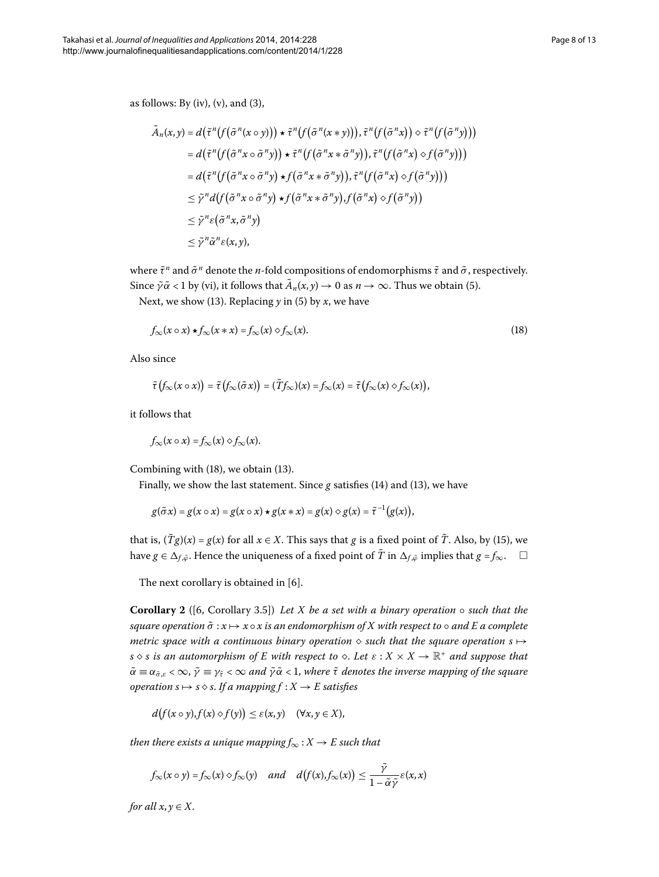as follows: By (iv), (v), and (3),

$$
\begin{aligned}
\tilde{A}_n(x,y) &= d\big(\tilde{\tau}^n\big(f\big(\tilde{\sigma}^n(x\circ y)\big)\big) \star \tilde{\tau}^n\big(f\big(\tilde{\sigma}^n(x * y)\big)\big), \tilde{\tau}^n\big(f\big(\tilde{\sigma}^n x\big)\big) \diamond \tilde{\tau}^n\big(f\big(\tilde{\sigma}^n y\big)\big)\big) \\
&= d\big(\tilde{\tau}^n\big(f\big(\tilde{\sigma}^n x\circ \tilde{\sigma}^n y\big)\big) \star \tilde{\tau}^n\big(f\big(\tilde{\sigma}^n x * \tilde{\sigma}^n y\big)\big), \tilde{\tau}^n\big(f\big(\tilde{\sigma}^n x\big) \diamond f\big(\tilde{\sigma}^n y\big)\big)\big) \\
&= d\big(\tilde{\tau}^n\big(f\big(\tilde{\sigma}^n x\circ \tilde{\sigma}^n y\big) \star f\big(\tilde{\sigma}^n x * \tilde{\sigma}^n y\big)\big), \tilde{\tau}^n\big(f\big(\tilde{\sigma}^n x\big) \diamond f\big(\tilde{\sigma}^n y\big)\big)\big) \\
&\le \tilde{\gamma}^n d\big(f\big(\tilde{\sigma}^n x\circ \tilde{\sigma}^n y\big) \star f\big(\tilde{\sigma}^n x * \tilde{\sigma}^n y\big), f\big(\tilde{\sigma}^n x\big) \diamond f\big(\tilde{\sigma}^n y\big)\big) \\
&\le \tilde{\gamma}^n \varepsilon\big(\tilde{\sigma}^n x, \tilde{\sigma}^n y\big) \\
&\le \tilde{\gamma}^n \tilde{\alpha}^n \varepsilon(x,y),
\end{aligned}
$$

where $\tilde{\tau}^n$ and $\tilde{\sigma}^n$ denote the $n$-fold compositions of endomorphisms $\tilde{\tau}$ and $\tilde{\sigma}$, respectively. Since $\tilde{\gamma}\tilde{\alpha} < 1$ by (vi), it follows that $\tilde{A}_n(x,y) \to 0$ as $n \to \infty$. Thus we obtain (5).

Next, we show (13). Replacing $y$ in (5) by $x$, we have

$$
f_\infty(x\circ x) \star f_\infty(x * x) = f_\infty(x) \diamond f_\infty(x). \tag{18}
$$

Also since

$$
\tilde{\tau}\big(f_\infty(x\circ x)\big) = \tilde{\tau}\big(f_\infty(\tilde{\sigma} x)\big) = (\tilde{T} f_\infty)(x) = f_\infty(x) = \tilde{\tau}\big(f_\infty(x) \diamond f_\infty(x)\big),
$$

it follows that

$$
f_\infty(x\circ x) = f_\infty(x) \diamond f_\infty(x).
$$

Combining with (18), we obtain (13).

Finally, we show the last statement. Since $g$ satisfies (14) and (13), we have

$$
g(\tilde{\sigma} x) = g(x\circ x) = g(x\circ x) \star g(x * x) = g(x) \diamond g(x) = \tilde{\tau}^{-1}\big(g(x)\big),
$$

that is, $(\tilde{T} g)(x) = g(x)$ for all $x \in X$. This says that $g$ is a fixed point of $\tilde{T}$. Also, by (15), we have $g \in \Delta_{f,\tilde{\varphi}}$. Hence the uniqueness of a fixed point of $\tilde{T}$ in $\Delta_{f,\tilde{\varphi}}$ implies that $g = f_\infty$. □

The next corollary is obtained in [6].

**Corollary 2** ([6, Corollary 3.5]) *Let $X$ be a set with a binary operation $\circ$ such that the square operation $\tilde{\sigma} : x \mapsto x\circ x$ is an endomorphism of $X$ with respect to $\circ$ and $E$ a complete metric space with a continuous binary operation $\diamond$ such that the square operation $s \mapsto s \diamond s$ is an automorphism of $E$ with respect to $\diamond$. Let $\varepsilon : X \times X \to \mathbb{R}^+$ and suppose that $\tilde{\alpha} \equiv \alpha_{\tilde{\sigma},\varepsilon} < \infty$, $\tilde{\gamma} \equiv \gamma_{\tilde{\tau}} < \infty$ and $\tilde{\gamma}\tilde{\alpha} < 1$, where $\tilde{\tau}$ denotes the inverse mapping of the square operation $s \mapsto s \diamond s$. If a mapping $f : X \to E$ satisfies*

$$
d\big(f(x\circ y), f(x) \diamond f(y)\big) \le \varepsilon(x,y) \quad (\forall x, y \in X),
$$

*then there exists a unique mapping $f_\infty : X \to E$ such that*

$$
f_\infty(x\circ y) = f_\infty(x) \diamond f_\infty(y) \quad \text{and} \quad d\big(f(x), f_\infty(x)\big) \le \frac{\tilde{\gamma}}{1 - \tilde{\alpha}\tilde{\gamma}} \varepsilon(x,x)
$$

*for all $x, y \in X$.*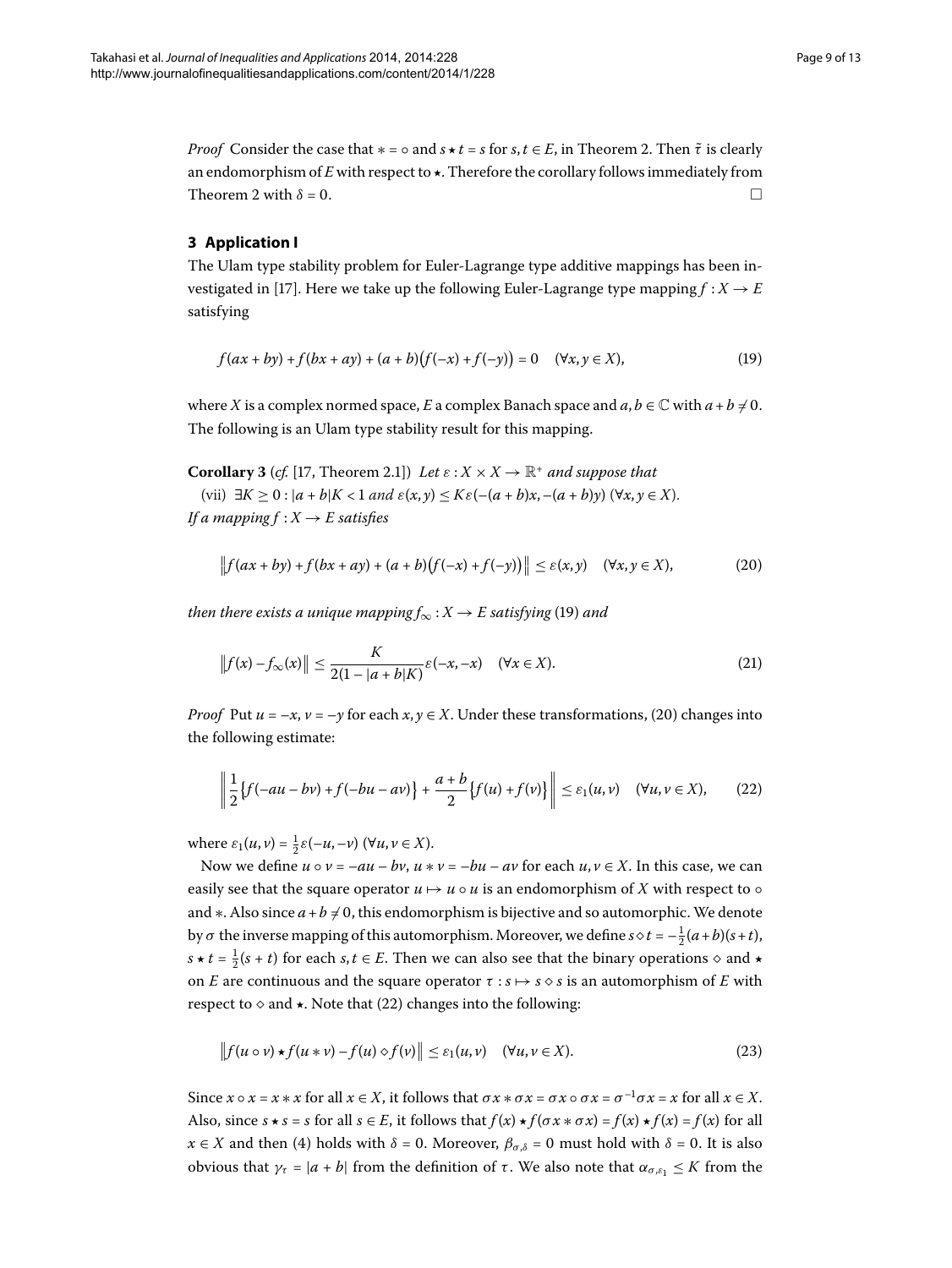*Proof* Consider the case that $* = \circ$ and $s \star t = s$ for $s, t \in E$, in Theorem 2. Then $\tilde{\tau}$ is clearly an endomorphism of $E$ with respect to $\star$. Therefore the corollary follows immediately from Theorem 2 with $\delta = 0$. $\square$

## 3 Application I

The Ulam type stability problem for Euler-Lagrange type additive mappings has been investigated in [17]. Here we take up the following Euler-Lagrange type mapping $f : X \to E$ satisfying

$$f(ax + by) + f(bx + ay) + (a + b)\big(f(-x) + f(-y)\big) = 0 \quad (\forall x, y \in X), \tag{19}$$

where $X$ is a complex normed space, $E$ a complex Banach space and $a, b \in \mathbb{C}$ with $a + b \neq 0$. The following is an Ulam type stability result for this mapping.

**Corollary 3** (*cf.* [17, Theorem 2.1]) *Let $\varepsilon : X \times X \to \mathbb{R}^+$ and suppose that*

(vii) $\exists K \geq 0 : |a + b|K < 1$ *and* $\varepsilon(x, y) \leq K\varepsilon(-(a + b)x, -(a + b)y)$ $(\forall x, y \in X)$.

*If a mapping $f : X \to E$ satisfies*

$$\big\| f(ax + by) + f(bx + ay) + (a + b)\big(f(-x) + f(-y)\big)\big\| \leq \varepsilon(x, y) \quad (\forall x, y \in X), \tag{20}$$

*then there exists a unique mapping $f_\infty : X \to E$ satisfying* (19) *and*

$$\big\| f(x) - f_\infty(x)\big\| \leq \frac{K}{2(1 - |a + b|K)}\varepsilon(-x, -x) \quad (\forall x \in X). \tag{21}$$

*Proof* Put $u = -x$, $v = -y$ for each $x, y \in X$. Under these transformations, (20) changes into the following estimate:

$$\left\| \frac{1}{2}\big\{f(-au - bv) + f(-bu - av)\big\} + \frac{a + b}{2}\big\{f(u) + f(v)\big\}\right\| \leq \varepsilon_1(u, v) \quad (\forall u, v \in X), \tag{22}$$

where $\varepsilon_1(u, v) = \frac{1}{2}\varepsilon(-u, -v)$ $(\forall u, v \in X)$.

Now we define $u \circ v = -au - bv$, $u * v = -bu - av$ for each $u, v \in X$. In this case, we can easily see that the square operator $u \mapsto u \circ u$ is an endomorphism of $X$ with respect to $\circ$ and $*$. Also since $a + b \neq 0$, this endomorphism is bijective and so automorphic. We denote by $\sigma$ the inverse mapping of this automorphism. Moreover, we define $s \diamond t = -\frac{1}{2}(a + b)(s + t)$, $s \star t = \frac{1}{2}(s + t)$ for each $s, t \in E$. Then we can also see that the binary operations $\diamond$ and $\star$ on $E$ are continuous and the square operator $\tau : s \mapsto s \diamond s$ is an automorphism of $E$ with respect to $\diamond$ and $\star$. Note that (22) changes into the following:

$$\big\| f(u \circ v) \star f(u * v) - f(u) \diamond f(v)\big\| \leq \varepsilon_1(u, v) \quad (\forall u, v \in X). \tag{23}$$

Since $x \circ x = x * x$ for all $x \in X$, it follows that $\sigma x * \sigma x = \sigma x \circ \sigma x = \sigma^{-1}\sigma x = x$ for all $x \in X$. Also, since $s \star s = s$ for all $s \in E$, it follows that $f(x) \star f(\sigma x * \sigma x) = f(x) \star f(x) = f(x)$ for all $x \in X$ and then (4) holds with $\delta = 0$. Moreover, $\beta_{\sigma,\delta} = 0$ must hold with $\delta = 0$. It is also obvious that $\gamma_\tau = |a + b|$ from the definition of $\tau$. We also note that $\alpha_{\sigma,\varepsilon_1} \leq K$ from the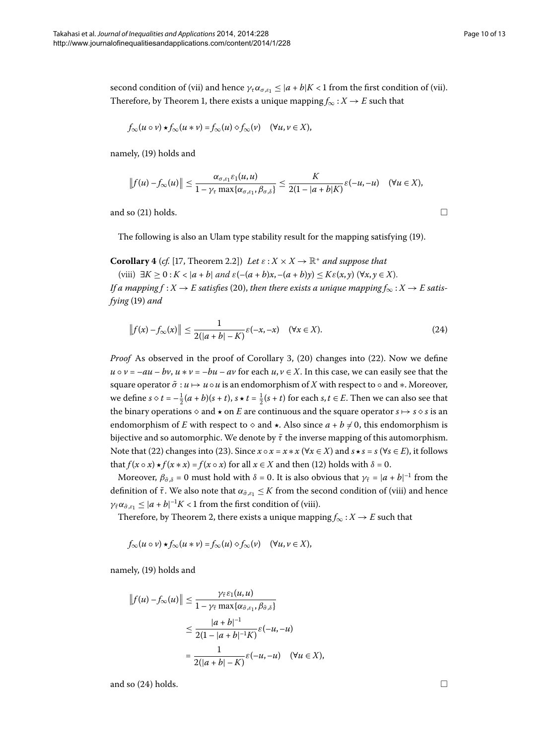second condition of (vii) and hence $\gamma_\tau \alpha_{\sigma,\varepsilon_1} \leq |a+b|K < 1$ from the first condition of (vii). Therefore, by Theorem 1, there exists a unique mapping $f_\infty : X \to E$ such that

$$f_\infty(u \circ v) \star f_\infty(u * v) = f_\infty(u) \diamond f_\infty(v) \quad (\forall u, v \in X),$$

namely, (19) holds and

$$\|f(u) - f_\infty(u)\| \leq \frac{\alpha_{\sigma,\varepsilon_1}\varepsilon_1(u,u)}{1 - \gamma_\tau \max\{\alpha_{\sigma,\varepsilon_1}, \beta_{\sigma,\delta}\}} \leq \frac{K}{2(1-|a+b|K)}\varepsilon(-u,-u) \quad (\forall u \in X),$$

and so (21) holds. □

The following is also an Ulam type stability result for the mapping satisfying (19).

**Corollary 4** (*cf.* [17, Theorem 2.2]) *Let $\varepsilon : X \times X \to \mathbb{R}^+$ and suppose that*

(viii) $\exists K \geq 0 : K < |a+b|$ *and* $\varepsilon(-(a+b)x, -(a+b)y) \leq K\varepsilon(x,y)$ $(\forall x, y \in X)$.

*If a mapping $f : X \to E$ satisfies* (20), *then there exists a unique mapping $f_\infty : X \to E$ satisfying* (19) *and*

$$\|f(x) - f_\infty(x)\| \leq \frac{1}{2(|a+b|-K)}\varepsilon(-x,-x) \quad (\forall x \in X). \tag{24}$$

*Proof* As observed in the proof of Corollary 3, (20) changes into (22). Now we define $u \circ v = -au - bv$, $u * v = -bu - av$ for each $u, v \in X$. In this case, we can easily see that the square operator $\tilde{\sigma} : u \mapsto u \circ u$ is an endomorphism of $X$ with respect to $\circ$ and $*$. Moreover, we define $s \diamond t = -\frac{1}{2}(a+b)(s+t)$, $s \star t = \frac{1}{2}(s+t)$ for each $s, t \in E$. Then we can also see that the binary operations $\diamond$ and $\star$ on $E$ are continuous and the square operator $s \mapsto s \diamond s$ is an endomorphism of $E$ with respect to $\diamond$ and $\star$. Also since $a + b \neq 0$, this endomorphism is bijective and so automorphic. We denote by $\tilde{\tau}$ the inverse mapping of this automorphism. Note that (22) changes into (23). Since $x \circ x = x * x$ $(\forall x \in X)$ and $s \star s = s$ $(\forall s \in E)$, it follows that $f(x \circ x) \star f(x * x) = f(x \circ x)$ for all $x \in X$ and then (12) holds with $\delta = 0$.

Moreover, $\beta_{\tilde{\sigma},\delta} = 0$ must hold with $\delta = 0$. It is also obvious that $\gamma_{\tilde{\tau}} = |a+b|^{-1}$ from the definition of $\tilde{\tau}$. We also note that $\alpha_{\tilde{\sigma},\varepsilon_1} \leq K$ from the second condition of (viii) and hence $\gamma_{\tilde{\tau}}\alpha_{\tilde{\sigma},\varepsilon_1} \leq |a+b|^{-1}K < 1$ from the first condition of (viii).

Therefore, by Theorem 2, there exists a unique mapping $f_\infty : X \to E$ such that

$$f_\infty(u \circ v) \star f_\infty(u * v) = f_\infty(u) \diamond f_\infty(v) \quad (\forall u, v \in X),$$

namely, (19) holds and

$$\begin{aligned}
\|f(u) - f_\infty(u)\| &\leq \frac{\gamma_{\tilde{\tau}}\varepsilon_1(u,u)}{1 - \gamma_{\tilde{\tau}} \max\{\alpha_{\tilde{\sigma},\varepsilon_1}, \beta_{\tilde{\sigma},\delta}\}} \\
&\leq \frac{|a+b|^{-1}}{2(1-|a+b|^{-1}K)}\varepsilon(-u,-u) \\
&= \frac{1}{2(|a+b|-K)}\varepsilon(-u,-u) \quad (\forall u \in X),
\end{aligned}$$

and so (24) holds. □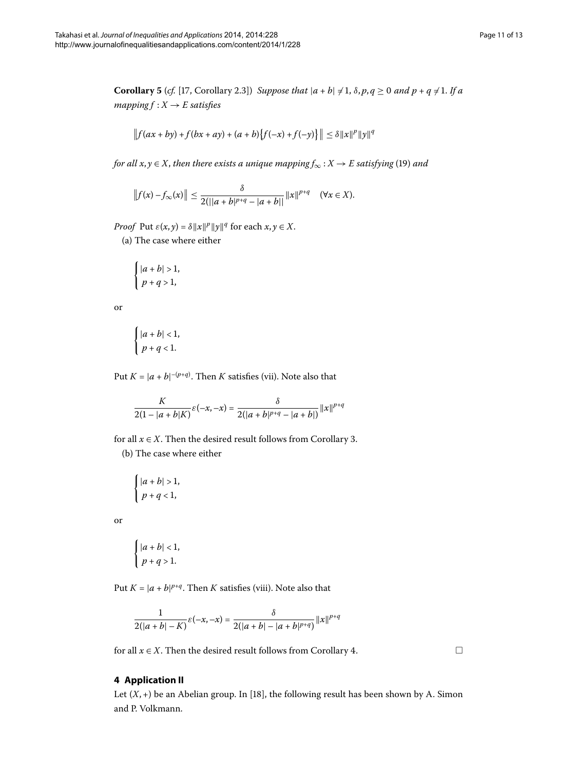**Corollary 5** (*cf.* [17, Corollary 2.3]) *Suppose that* $|a+b| \neq 1$, $\delta, p, q \geq 0$ *and* $p+q \neq 1$. *If a mapping* $f : X \to E$ *satisfies*

$$\left\| f(ax+by) + f(bx+ay) + (a+b)\{f(-x)+f(-y)\} \right\| \leq \delta \|x\|^p \|y\|^q$$

*for all* $x, y \in X$, *then there exists a unique mapping* $f_\infty : X \to E$ *satisfying* (19) *and*

$$\left\| f(x) - f_\infty(x) \right\| \leq \frac{\delta}{2(||a+b|^{p+q} - |a+b||} \|x\|^{p+q} \quad (\forall x \in X).$$

*Proof* Put $\varepsilon(x,y) = \delta \|x\|^p \|y\|^q$ for each $x, y \in X$.

(a) The case where either

$$\begin{cases} |a+b| > 1, \\ p+q > 1, \end{cases}$$

or

$$\begin{cases} |a+b| < 1, \\ p+q < 1. \end{cases}$$

Put $K = |a+b|^{-(p+q)}$. Then $K$ satisfies (vii). Note also that

$$\frac{K}{2(1-|a+b|K)} \varepsilon(-x,-x) = \frac{\delta}{2(|a+b|^{p+q} - |a+b|)} \|x\|^{p+q}$$

for all $x \in X$. Then the desired result follows from Corollary 3.

(b) The case where either

$$\begin{cases} |a+b| > 1, \\ p+q < 1, \end{cases}$$

or

$$\begin{cases} |a+b| < 1, \\ p+q > 1. \end{cases}$$

Put $K = |a+b|^{p+q}$. Then $K$ satisfies (viii). Note also that

$$\frac{1}{2(|a+b| - K)} \varepsilon(-x,-x) = \frac{\delta}{2(|a+b| - |a+b|^{p+q})} \|x\|^{p+q}$$

for all $x \in X$. Then the desired result follows from Corollary 4. □

## 4 Application II

Let $(X, +)$ be an Abelian group. In [18], the following result has been shown by A. Simon and P. Volkmann.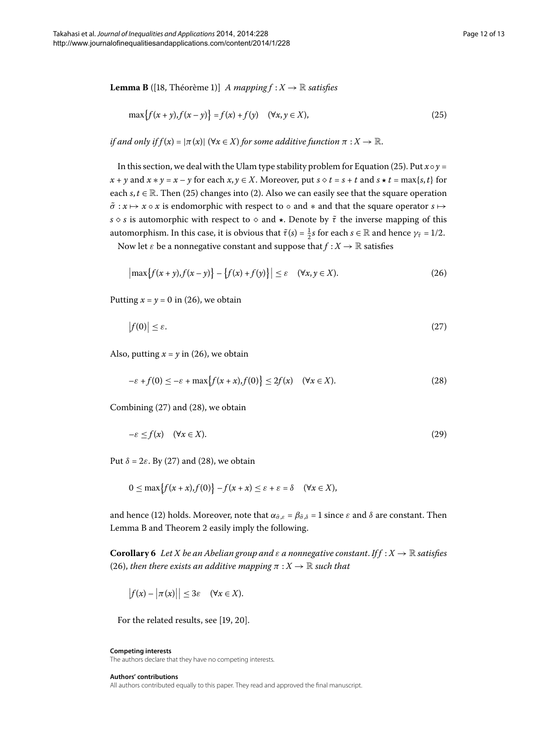**Lemma B** ([18, Théorème 1)] *A mapping $f : X \to \mathbb{R}$ satisfies*

$$\max\{f(x+y), f(x-y)\} = f(x) + f(y) \quad (\forall x, y \in X), \tag{25}$$

*if and only if $f(x) = |\pi(x)|$ ($\forall x \in X$) for some additive function $\pi : X \to \mathbb{R}$.*

In this section, we deal with the Ulam type stability problem for Equation (25). Put $x \circ y = x + y$ and $x * y = x - y$ for each $x, y \in X$. Moreover, put $s \diamond t = s + t$ and $s \star t = \max\{s, t\}$ for each $s, t \in \mathbb{R}$. Then (25) changes into (2). Also we can easily see that the square operation $\tilde{\sigma} : x \mapsto x \circ x$ is endomorphic with respect to $\circ$ and $*$ and that the square operator $s \mapsto s \diamond s$ is automorphic with respect to $\diamond$ and $\star$. Denote by $\tilde{\tau}$ the inverse mapping of this automorphism. In this case, it is obvious that $\tilde{\tau}(s) = \frac{1}{2}s$ for each $s \in \mathbb{R}$ and hence $\gamma_{\tilde{\tau}} = 1/2$.

Now let $\varepsilon$ be a nonnegative constant and suppose that $f : X \to \mathbb{R}$ satisfies

$$\left|\max\{f(x+y), f(x-y)\} - \{f(x) + f(y)\}\right| \le \varepsilon \quad (\forall x, y \in X). \tag{26}$$

Putting $x = y = 0$ in (26), we obtain

$$\left|f(0)\right| \le \varepsilon. \tag{27}$$

Also, putting $x = y$ in (26), we obtain

$$-\varepsilon + f(0) \le -\varepsilon + \max\{f(x+x), f(0)\} \le 2f(x) \quad (\forall x \in X). \tag{28}$$

Combining (27) and (28), we obtain

$$-\varepsilon \le f(x) \quad (\forall x \in X). \tag{29}$$

Put $\delta = 2\varepsilon$. By (27) and (28), we obtain

$$0 \le \max\{f(x+x), f(0)\} - f(x+x) \le \varepsilon + \varepsilon = \delta \quad (\forall x \in X),$$

and hence (12) holds. Moreover, note that $\alpha_{\tilde{\sigma},\varepsilon} = \beta_{\tilde{\sigma},\delta} = 1$ since $\varepsilon$ and $\delta$ are constant. Then Lemma B and Theorem 2 easily imply the following.

**Corollary 6** *Let $X$ be an Abelian group and $\varepsilon$ a nonnegative constant. If $f : X \to \mathbb{R}$ satisfies (26), then there exists an additive mapping $\pi : X \to \mathbb{R}$ such that*

$$\left|f(x) - \left|\pi(x)\right|\right| \le 3\varepsilon \quad (\forall x \in X).$$

For the related results, see [19, 20].

#### Competing interests

The authors declare that they have no competing interests.

#### Authors' contributions

All authors contributed equally to this paper. They read and approved the final manuscript.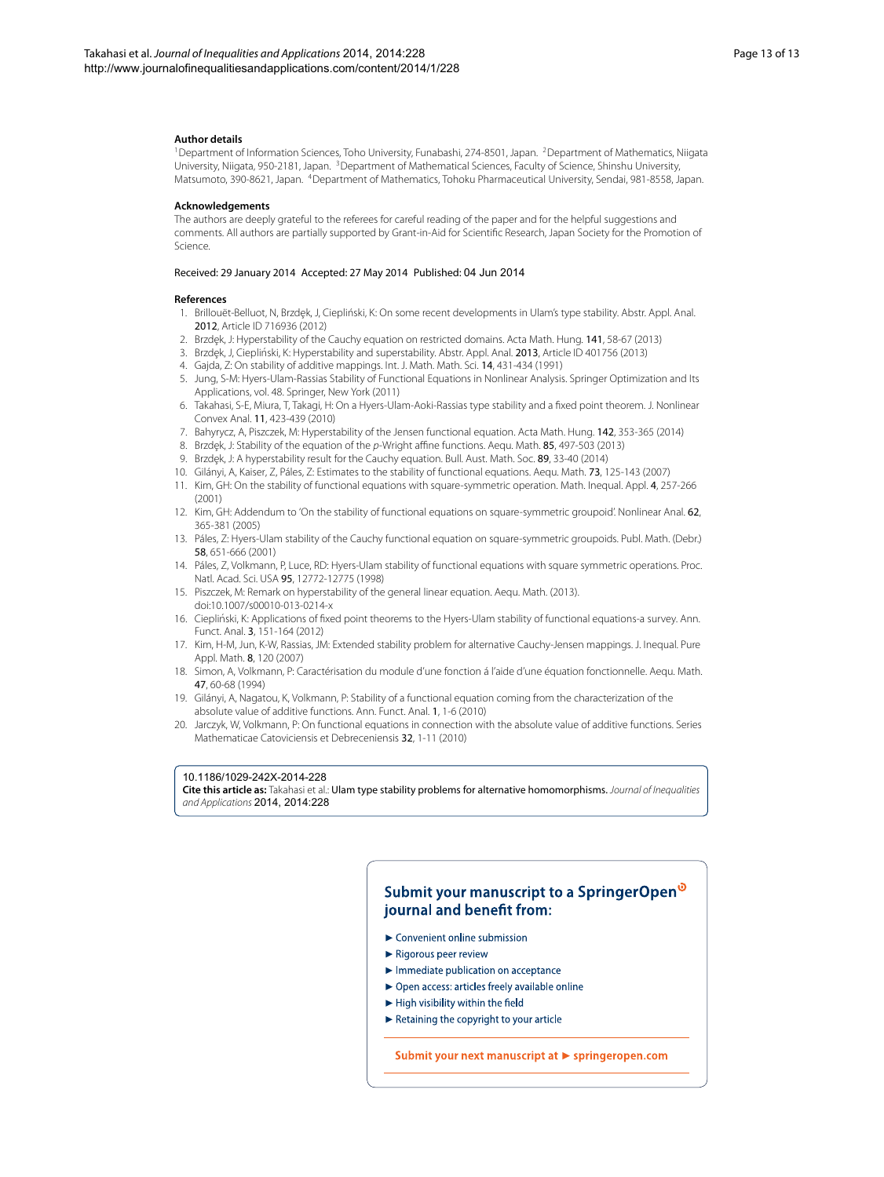#### Author details

[1]Department of Information Sciences, Toho University, Funabashi, 274-8501, Japan. [2]Department of Mathematics, Niigata University, Niigata, 950-2181, Japan. [3]Department of Mathematical Sciences, Faculty of Science, Shinshu University, Matsumoto, 390-8621, Japan. [4]Department of Mathematics, Tohoku Pharmaceutical University, Sendai, 981-8558, Japan.

#### Acknowledgements

The authors are deeply grateful to the referees for careful reading of the paper and for the helpful suggestions and comments. All authors are partially supported by Grant-in-Aid for Scientific Research, Japan Society for the Promotion of Science.

Received: 29 January 2014 Accepted: 27 May 2014 Published: 04 Jun 2014

#### References

1. Brillouët-Belluot, N, Brzdęk, J, Ciepliński, K: On some recent developments in Ulam's type stability. Abstr. Appl. Anal. **2012**, Article ID 716936 (2012)
2. Brzdęk, J: Hyperstability of the Cauchy equation on restricted domains. Acta Math. Hung. **141**, 58-67 (2013)
3. Brzdęk, J, Ciepliński, K: Hyperstability and superstability. Abstr. Appl. Anal. **2013**, Article ID 401756 (2013)
4. Gajda, Z: On stability of additive mappings. Int. J. Math. Math. Sci. **14**, 431-434 (1991)
5. Jung, S-M: Hyers-Ulam-Rassias Stability of Functional Equations in Nonlinear Analysis. Springer Optimization and Its Applications, vol. 48. Springer, New York (2011)
6. Takahasi, S-E, Miura, T, Takagi, H: On a Hyers-Ulam-Aoki-Rassias type stability and a fixed point theorem. J. Nonlinear Convex Anal. **11**, 423-439 (2010)
7. Bahyrycz, A, Piszczek, M: Hyperstability of the Jensen functional equation. Acta Math. Hung. **142**, 353-365 (2014)
8. Brzdęk, J: Stability of the equation of the *p*-Wright affine functions. Aequ. Math. **85**, 497-503 (2013)
9. Brzdęk, J: A hyperstability result for the Cauchy equation. Bull. Aust. Math. Soc. **89**, 33-40 (2014)
10. Gilányi, A, Kaiser, Z, Páles, Z: Estimates to the stability of functional equations. Aequ. Math. **73**, 125-143 (2007)
11. Kim, GH: On the stability of functional equations with square-symmetric operation. Math. Inequal. Appl. **4**, 257-266 (2001)
12. Kim, GH: Addendum to 'On the stability of functional equations on square-symmetric groupoid'. Nonlinear Anal. **62**, 365-381 (2005)
13. Páles, Z: Hyers-Ulam stability of the Cauchy functional equation on square-symmetric groupoids. Publ. Math. (Debr.) **58**, 651-666 (2001)
14. Páles, Z, Volkmann, P, Luce, RD: Hyers-Ulam stability of functional equations with square symmetric operations. Proc. Natl. Acad. Sci. USA **95**, 12772-12775 (1998)
15. Piszczek, M: Remark on hyperstability of the general linear equation. Aequ. Math. (2013). doi:10.1007/s00010-013-0214-x
16. Ciepliński, K: Applications of fixed point theorems to the Hyers-Ulam stability of functional equations-a survey. Ann. Funct. Anal. **3**, 151-164 (2012)
17. Kim, H-M, Jun, K-W, Rassias, JM: Extended stability problem for alternative Cauchy-Jensen mappings. J. Inequal. Pure Appl. Math. **8**, 120 (2007)
18. Simon, A, Volkmann, P: Caractérisation du module d'une fonction á l'aide d'une équation fonctionnelle. Aequ. Math. **47**, 60-68 (1994)
19. Gilányi, A, Nagatou, K, Volkmann, P: Stability of a functional equation coming from the characterization of the absolute value of additive functions. Ann. Funct. Anal. **1**, 1-6 (2010)
20. Jarczyk, W, Volkmann, P: On functional equations in connection with the absolute value of additive functions. Series Mathematicae Catoviciensis et Debreceniensis **32**, 1-11 (2010)

10.1186/1029-242X-2014-228
**Cite this article as:** Takahasi et al.: **Ulam type stability problems for alternative homomorphisms.** *Journal of Inequalities and Applications* **2014**, 2014:228

**Submit your manuscript to a SpringerOpen journal and benefit from:**

- ► Convenient online submission
- ► Rigorous peer review
- ► Immediate publication on acceptance
- ► Open access: articles freely available online
- ► High visibility within the field
- ► Retaining the copyright to your article

**Submit your next manuscript at ► springeropen.com**